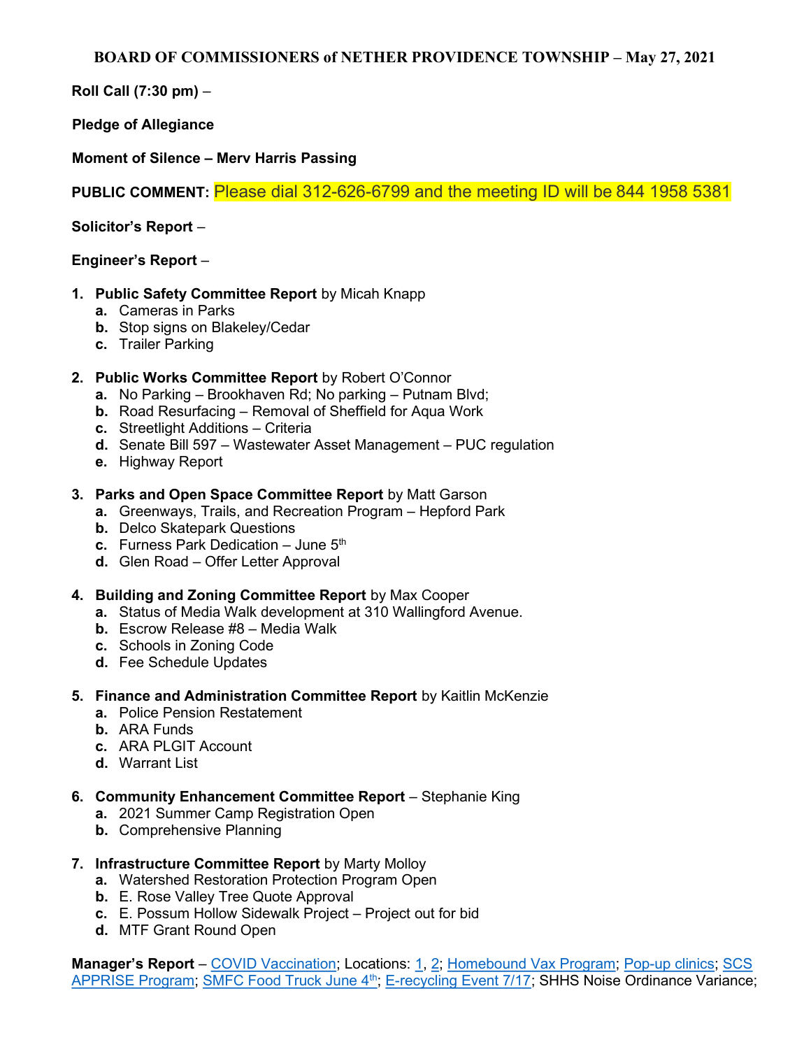# BOARD OF COMMISSIONERS of NETHER PROVIDENCE TOWNSHIP – May 27, 2021

**Roll Call (7:30 pm)** –

**Pledge of Allegiance**

**Moment of Silence – Merv Harris Passing**

**PUBLIC COMMENT:** Please dial 312-626-6799 and the meeting ID will be 844 1958 5381

**Solicitor's Report** –

**Engineer's Report** –

1. **Public Safety Committee Report** by Micah Knapp
   a. Cameras in Parks
   b. Stop signs on Blakeley/Cedar
   c. Trailer Parking

2. **Public Works Committee Report** by Robert O'Connor
   a. No Parking – Brookhaven Rd; No parking – Putnam Blvd;
   b. Road Resurfacing – Removal of Sheffield for Aqua Work
   c. Streetlight Additions – Criteria
   d. Senate Bill 597 – Wastewater Asset Management – PUC regulation
   e. Highway Report

3. **Parks and Open Space Committee Report** by Matt Garson
   a. Greenways, Trails, and Recreation Program – Hepford Park
   b. Delco Skatepark Questions
   c. Furness Park Dedication – June 5th
   d. Glen Road – Offer Letter Approval

4. **Building and Zoning Committee Report** by Max Cooper
   a. Status of Media Walk development at 310 Wallingford Avenue.
   b. Escrow Release #8 – Media Walk
   c. Schools in Zoning Code
   d. Fee Schedule Updates

5. **Finance and Administration Committee Report** by Kaitlin McKenzie
   a. Police Pension Restatement
   b. ARA Funds
   c. ARA PLGIT Account
   d. Warrant List

6. **Community Enhancement Committee Report** – Stephanie King
   a. 2021 Summer Camp Registration Open
   b. Comprehensive Planning

7. **Infrastructure Committee Report** by Marty Molloy
   a. Watershed Restoration Protection Program Open
   b. E. Rose Valley Tree Quote Approval
   c. E. Possum Hollow Sidewalk Project – Project out for bid
   d. MTF Grant Round Open

**Manager's Report** – COVID Vaccination; Locations: 1, 2; Homebound Vax Program; Pop-up clinics; SCS APPRISE Program; SMFC Food Truck June 4th; E-recycling Event 7/17; SHHS Noise Ordinance Variance;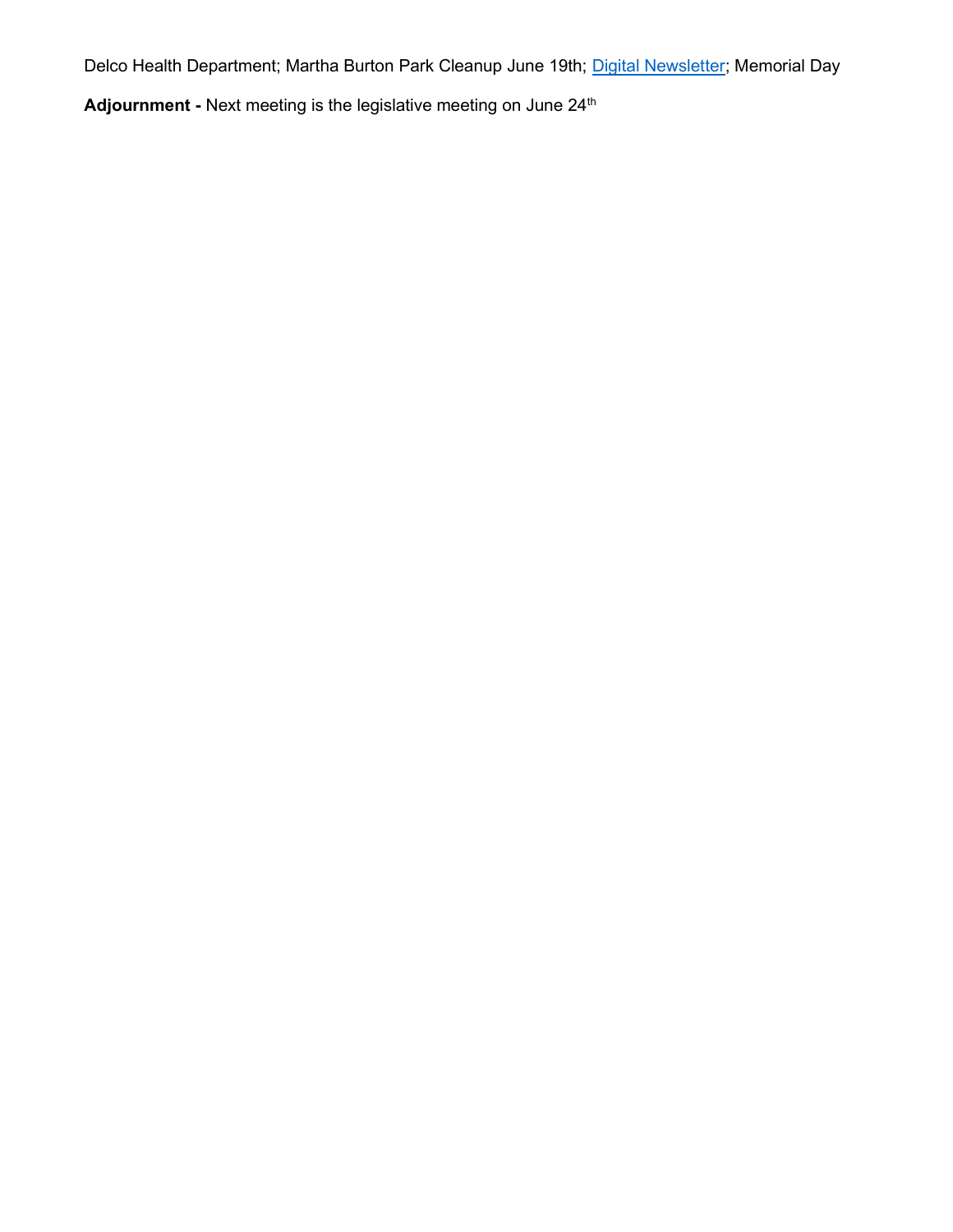Delco Health Department; Martha Burton Park Cleanup June 19th; Digital Newsletter; Memorial Day

**Adjournment -** Next meeting is the legislative meeting on June 24th